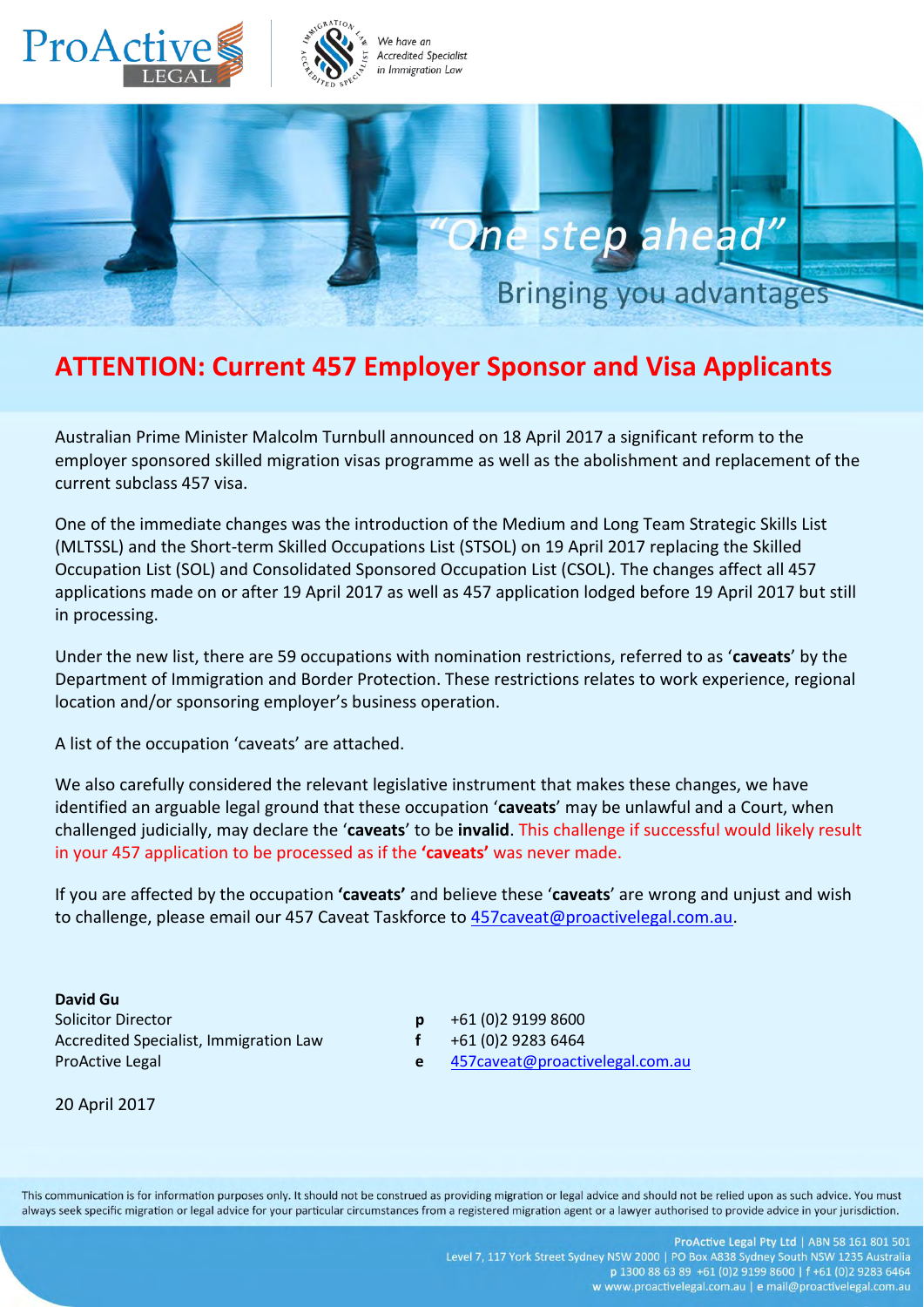ProActive LEGAL

We have an Accredited Specialist in Immigration Law

*"One step ahead"*

Bringing you advantages

# ATTENTION: Current 457 Employer Sponsor and Visa Applicants

Australian Prime Minister Malcolm Turnbull announced on 18 April 2017 a significant reform to the employer sponsored skilled migration visas programme as well as the abolishment and replacement of the current subclass 457 visa.

One of the immediate changes was the introduction of the Medium and Long Team Strategic Skills List (MLTSSL) and the Short-term Skilled Occupations List (STSOL) on 19 April 2017 replacing the Skilled Occupation List (SOL) and Consolidated Sponsored Occupation List (CSOL). The changes affect all 457 applications made on or after 19 April 2017 as well as 457 application lodged before 19 April 2017 but still in processing.

Under the new list, there are 59 occupations with nomination restrictions, referred to as '**caveats**' by the Department of Immigration and Border Protection. These restrictions relates to work experience, regional location and/or sponsoring employer's business operation.

A list of the occupation 'caveats' are attached.

We also carefully considered the relevant legislative instrument that makes these changes, we have identified an arguable legal ground that these occupation '**caveats**' may be unlawful and a Court, when challenged judicially, may declare the '**caveats**' to be **invalid**. This challenge if successful would likely result in your 457 application to be processed as if the **'caveats'** was never made.

If you are affected by the occupation **'caveats'** and believe these '**caveats**' are wrong and unjust and wish to challenge, please email our 457 Caveat Taskforce to 457caveat@proactivelegal.com.au.

**David Gu**
Solicitor Director
Accredited Specialist, Immigration Law
ProActive Legal

**p** +61 (0)2 9199 8600
**f** +61 (0)2 9283 6464
**e** 457caveat@proactivelegal.com.au

20 April 2017

This communication is for information purposes only. It should not be construed as providing migration or legal advice and should not be relied upon as such advice. You must always seek specific migration or legal advice for your particular circumstances from a registered migration agent or a lawyer authorised to provide advice in your jurisdiction.

ProActive Legal Pty Ltd | ABN 58 161 801 501
Level 7, 117 York Street Sydney NSW 2000 | PO Box A838 Sydney South NSW 1235 Australia
p 1300 88 63 89 +61 (0)2 9199 8600 | f +61 (0)2 9283 6464
w www.proactivelegal.com.au | e mail@proactivelegal.com.au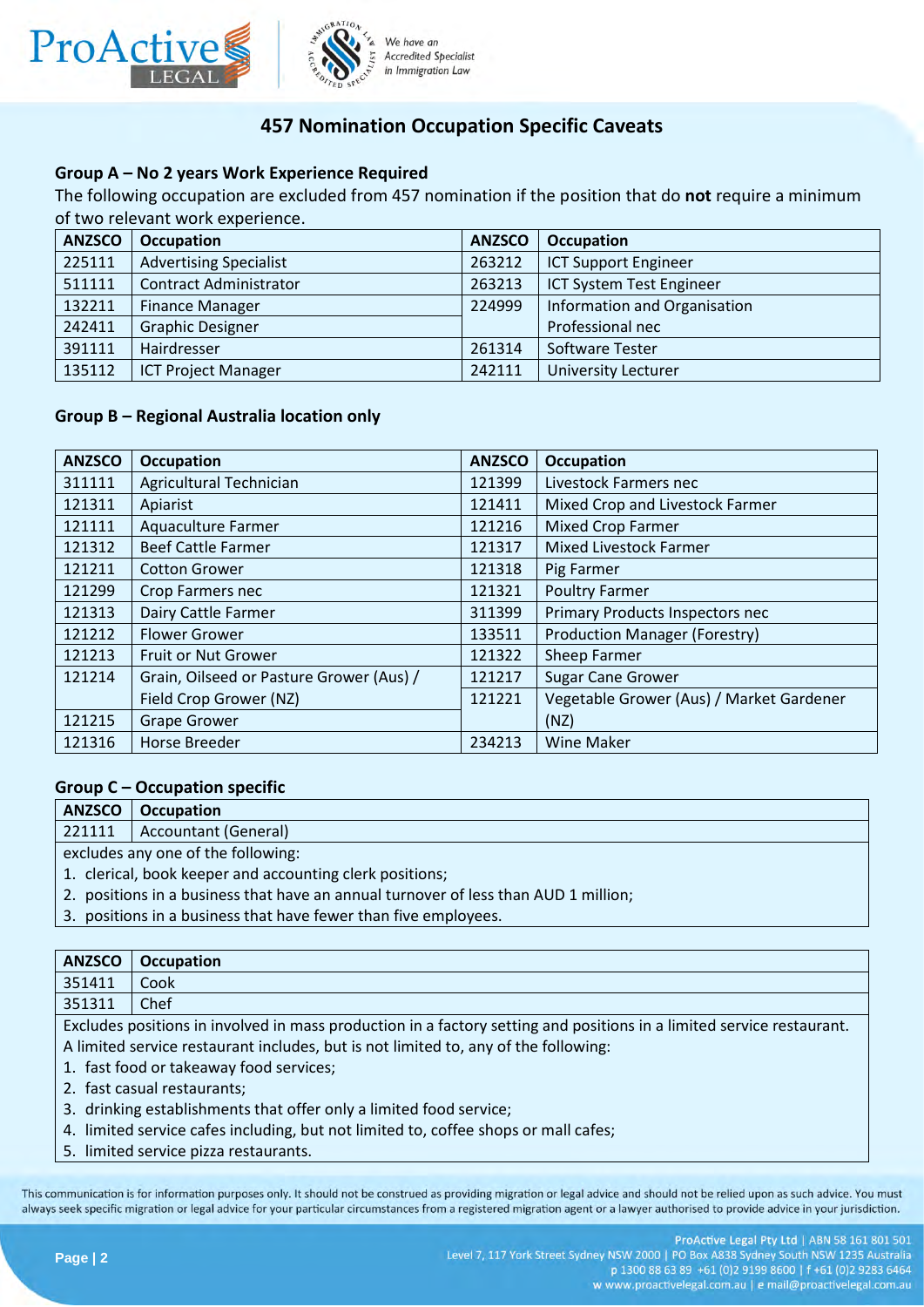## 457 Nomination Occupation Specific Caveats

### Group A – No 2 years Work Experience Required

The following occupation are excluded from 457 nomination if the position that do **not** require a minimum of two relevant work experience.

| ANZSCO | Occupation | ANZSCO | Occupation |
|---|---|---|---|
| 225111 | Advertising Specialist | 263212 | ICT Support Engineer |
| 511111 | Contract Administrator | 263213 | ICT System Test Engineer |
| 132211 | Finance Manager | 224999 | Information and Organisation Professional nec |
| 242411 | Graphic Designer | | |
| 391111 | Hairdresser | 261314 | Software Tester |
| 135112 | ICT Project Manager | 242111 | University Lecturer |

### Group B – Regional Australia location only

| ANZSCO | Occupation | ANZSCO | Occupation |
|---|---|---|---|
| 311111 | Agricultural Technician | 121399 | Livestock Farmers nec |
| 121311 | Apiarist | 121411 | Mixed Crop and Livestock Farmer |
| 121111 | Aquaculture Farmer | 121216 | Mixed Crop Farmer |
| 121312 | Beef Cattle Farmer | 121317 | Mixed Livestock Farmer |
| 121211 | Cotton Grower | 121318 | Pig Farmer |
| 121299 | Crop Farmers nec | 121321 | Poultry Farmer |
| 121313 | Dairy Cattle Farmer | 311399 | Primary Products Inspectors nec |
| 121212 | Flower Grower | 133511 | Production Manager (Forestry) |
| 121213 | Fruit or Nut Grower | 121322 | Sheep Farmer |
| 121214 | Grain, Oilseed or Pasture Grower (Aus) / Field Crop Grower (NZ) | 121217 | Sugar Cane Grower |
| | | 121221 | Vegetable Grower (Aus) / Market Gardener (NZ) |
| 121215 | Grape Grower | | |
| 121316 | Horse Breeder | 234213 | Wine Maker |

### Group C – Occupation specific

| ANZSCO | Occupation |
|---|---|
| 221111 | Accountant (General) |

excludes any one of the following:

1. clerical, book keeper and accounting clerk positions;
2. positions in a business that have an annual turnover of less than AUD 1 million;
3. positions in a business that have fewer than five employees.

| ANZSCO | Occupation |
|---|---|
| 351411 | Cook |
| 351311 | Chef |

Excludes positions in involved in mass production in a factory setting and positions in a limited service restaurant. A limited service restaurant includes, but is not limited to, any of the following:

1. fast food or takeaway food services;
2. fast casual restaurants;
3. drinking establishments that offer only a limited food service;
4. limited service cafes including, but not limited to, coffee shops or mall cafes;
5. limited service pizza restaurants.

This communication is for information purposes only. It should not be construed as providing migration or legal advice and should not be relied upon as such advice. You must always seek specific migration or legal advice for your particular circumstances from a registered migration agent or a lawyer authorised to provide advice in your jurisdiction.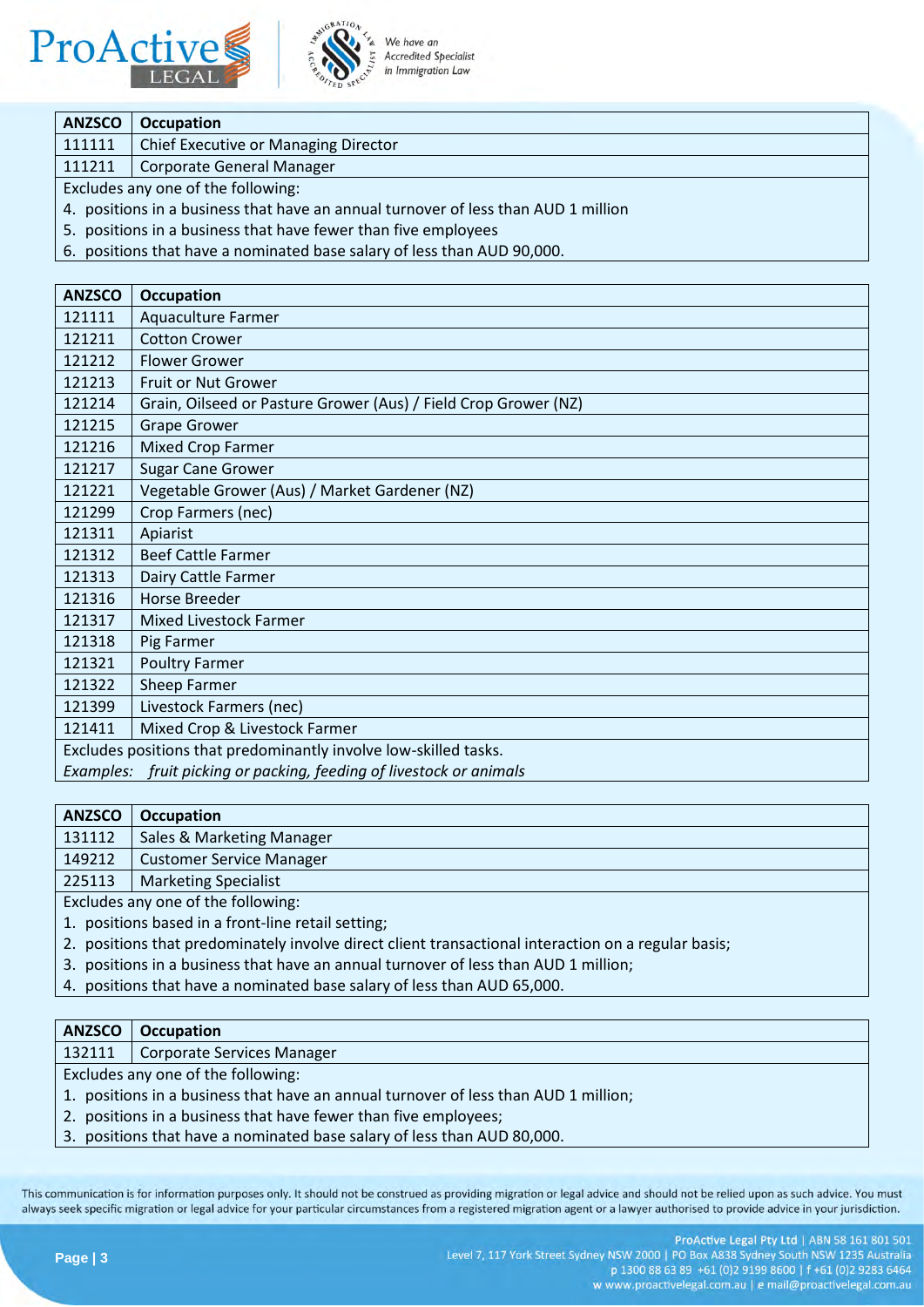| ANZSCO | Occupation |
|---|---|
| 111111 | Chief Executive or Managing Director |
| 111211 | Corporate General Manager |

Excludes any one of the following:

4. positions in a business that have an annual turnover of less than AUD 1 million
5. positions in a business that have fewer than five employees
6. positions that have a nominated base salary of less than AUD 90,000.

| ANZSCO | Occupation |
|---|---|
| 121111 | Aquaculture Farmer |
| 121211 | Cotton Grower |
| 121212 | Flower Grower |
| 121213 | Fruit or Nut Grower |
| 121214 | Grain, Oilseed or Pasture Grower (Aus) / Field Crop Grower (NZ) |
| 121215 | Grape Grower |
| 121216 | Mixed Crop Farmer |
| 121217 | Sugar Cane Grower |
| 121221 | Vegetable Grower (Aus) / Market Gardener (NZ) |
| 121299 | Crop Farmers (nec) |
| 121311 | Apiarist |
| 121312 | Beef Cattle Farmer |
| 121313 | Dairy Cattle Farmer |
| 121316 | Horse Breeder |
| 121317 | Mixed Livestock Farmer |
| 121318 | Pig Farmer |
| 121321 | Poultry Farmer |
| 121322 | Sheep Farmer |
| 121399 | Livestock Farmers (nec) |
| 121411 | Mixed Crop & Livestock Farmer |

Excludes positions that predominantly involve low-skilled tasks.

*Examples: fruit picking or packing, feeding of livestock or animals*

| ANZSCO | Occupation |
|---|---|
| 131112 | Sales & Marketing Manager |
| 149212 | Customer Service Manager |
| 225113 | Marketing Specialist |

Excludes any one of the following:

1. positions based in a front-line retail setting;
2. positions that predominately involve direct client transactional interaction on a regular basis;
3. positions in a business that have an annual turnover of less than AUD 1 million;
4. positions that have a nominated base salary of less than AUD 65,000.

| ANZSCO | Occupation |
|---|---|
| 132111 | Corporate Services Manager |

Excludes any one of the following:

1. positions in a business that have an annual turnover of less than AUD 1 million;
2. positions in a business that have fewer than five employees;
3. positions that have a nominated base salary of less than AUD 80,000.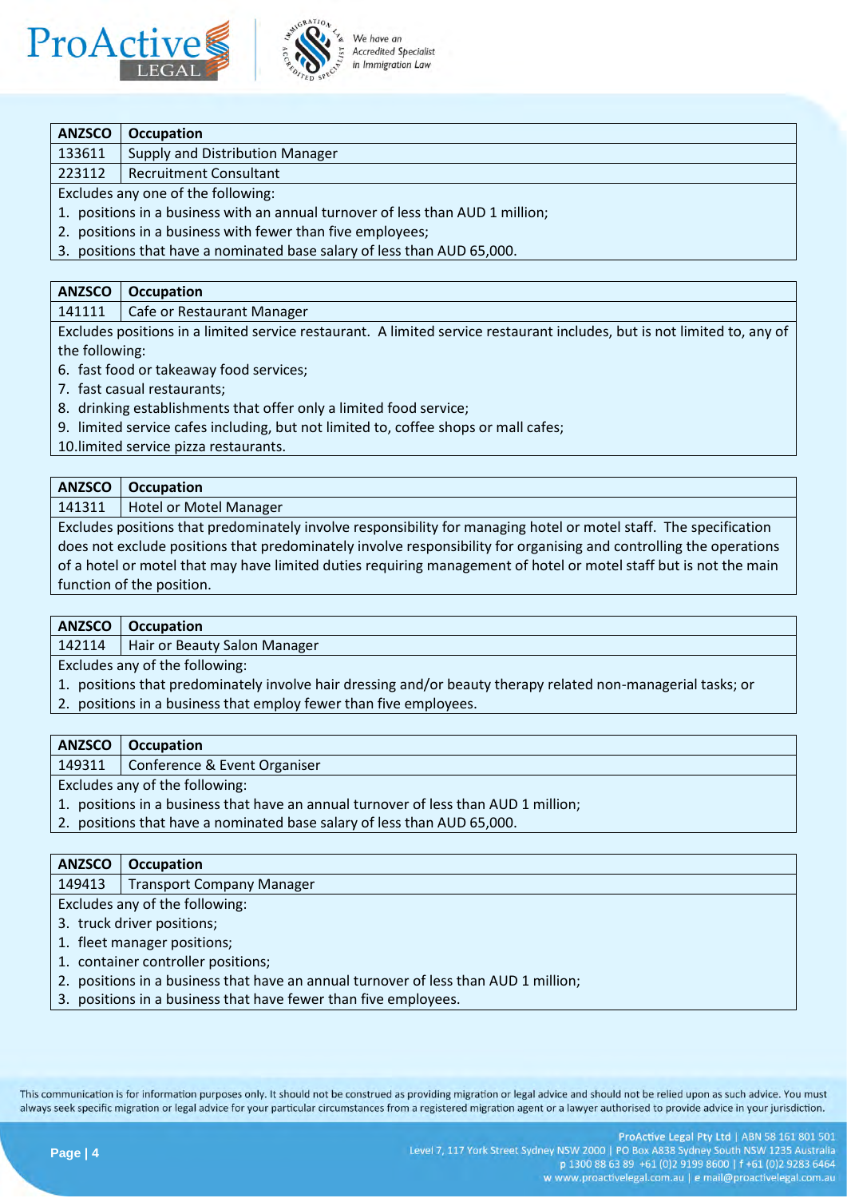| ANZSCO | Occupation |
|---|---|
| 133611 | Supply and Distribution Manager |
| 223112 | Recruitment Consultant |

Excludes any one of the following:

1. positions in a business with an annual turnover of less than AUD 1 million;
2. positions in a business with fewer than five employees;
3. positions that have a nominated base salary of less than AUD 65,000.

| ANZSCO | Occupation |
|---|---|
| 141111 | Cafe or Restaurant Manager |

Excludes positions in a limited service restaurant. A limited service restaurant includes, but is not limited to, any of the following:

6. fast food or takeaway food services;
7. fast casual restaurants;
8. drinking establishments that offer only a limited food service;
9. limited service cafes including, but not limited to, coffee shops or mall cafes;
10. limited service pizza restaurants.

| ANZSCO | Occupation |
|---|---|
| 141311 | Hotel or Motel Manager |

Excludes positions that predominately involve responsibility for managing hotel or motel staff. The specification does not exclude positions that predominately involve responsibility for organising and controlling the operations of a hotel or motel that may have limited duties requiring management of hotel or motel staff but is not the main function of the position.

| ANZSCO | Occupation |
|---|---|
| 142114 | Hair or Beauty Salon Manager |

Excludes any of the following:

1. positions that predominately involve hair dressing and/or beauty therapy related non-managerial tasks; or
2. positions in a business that employ fewer than five employees.

| ANZSCO | Occupation |
|---|---|
| 149311 | Conference & Event Organiser |

Excludes any of the following:

1. positions in a business that have an annual turnover of less than AUD 1 million;
2. positions that have a nominated base salary of less than AUD 65,000.

| ANZSCO | Occupation |
|---|---|
| 149413 | Transport Company Manager |

Excludes any of the following:

3. truck driver positions;
1. fleet manager positions;
1. container controller positions;
2. positions in a business that have an annual turnover of less than AUD 1 million;
3. positions in a business that have fewer than five employees.

This communication is for information purposes only. It should not be construed as providing migration or legal advice and should not be relied upon as such advice. You must always seek specific migration or legal advice for your particular circumstances from a registered migration agent or a lawyer authorised to provide advice in your jurisdiction.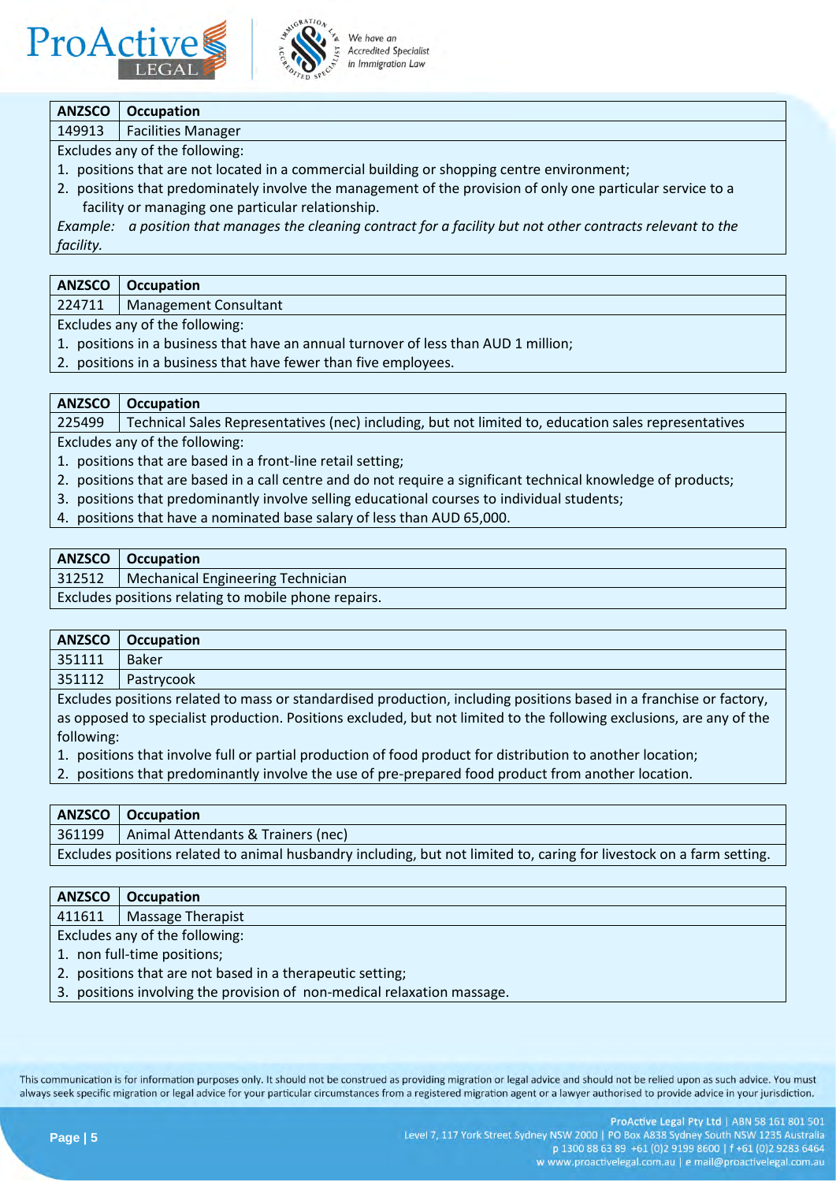| ANZSCO | Occupation |
|---|---|
| 149913 | Facilities Manager |

Excludes any of the following:

1. positions that are not located in a commercial building or shopping centre environment;
2. positions that predominately involve the management of the provision of only one particular service to a facility or managing one particular relationship.

*Example: a position that manages the cleaning contract for a facility but not other contracts relevant to the facility.*

| ANZSCO | Occupation |
|---|---|
| 224711 | Management Consultant |

Excludes any of the following:

1. positions in a business that have an annual turnover of less than AUD 1 million;
2. positions in a business that have fewer than five employees.

| ANZSCO | Occupation |
|---|---|
| 225499 | Technical Sales Representatives (nec) including, but not limited to, education sales representatives |

Excludes any of the following:

1. positions that are based in a front-line retail setting;
2. positions that are based in a call centre and do not require a significant technical knowledge of products;
3. positions that predominantly involve selling educational courses to individual students;
4. positions that have a nominated base salary of less than AUD 65,000.

| ANZSCO | Occupation |
|---|---|
| 312512 | Mechanical Engineering Technician |

Excludes positions relating to mobile phone repairs.

| ANZSCO | Occupation |
|---|---|
| 351111 | Baker |
| 351112 | Pastrycook |

Excludes positions related to mass or standardised production, including positions based in a franchise or factory, as opposed to specialist production. Positions excluded, but not limited to the following exclusions, are any of the following:

1. positions that involve full or partial production of food product for distribution to another location;
2. positions that predominantly involve the use of pre-prepared food product from another location.

| ANZSCO | Occupation |
|---|---|
| 361199 | Animal Attendants & Trainers (nec) |

Excludes positions related to animal husbandry including, but not limited to, caring for livestock on a farm setting.

| ANZSCO | Occupation |
|---|---|
| 411611 | Massage Therapist |

Excludes any of the following:

1. non full-time positions;
2. positions that are not based in a therapeutic setting;
3. positions involving the provision of non-medical relaxation massage.

This communication is for information purposes only. It should not be construed as providing migration or legal advice and should not be relied upon as such advice. You must always seek specific migration or legal advice for your particular circumstances from a registered migration agent or a lawyer authorised to provide advice in your jurisdiction.